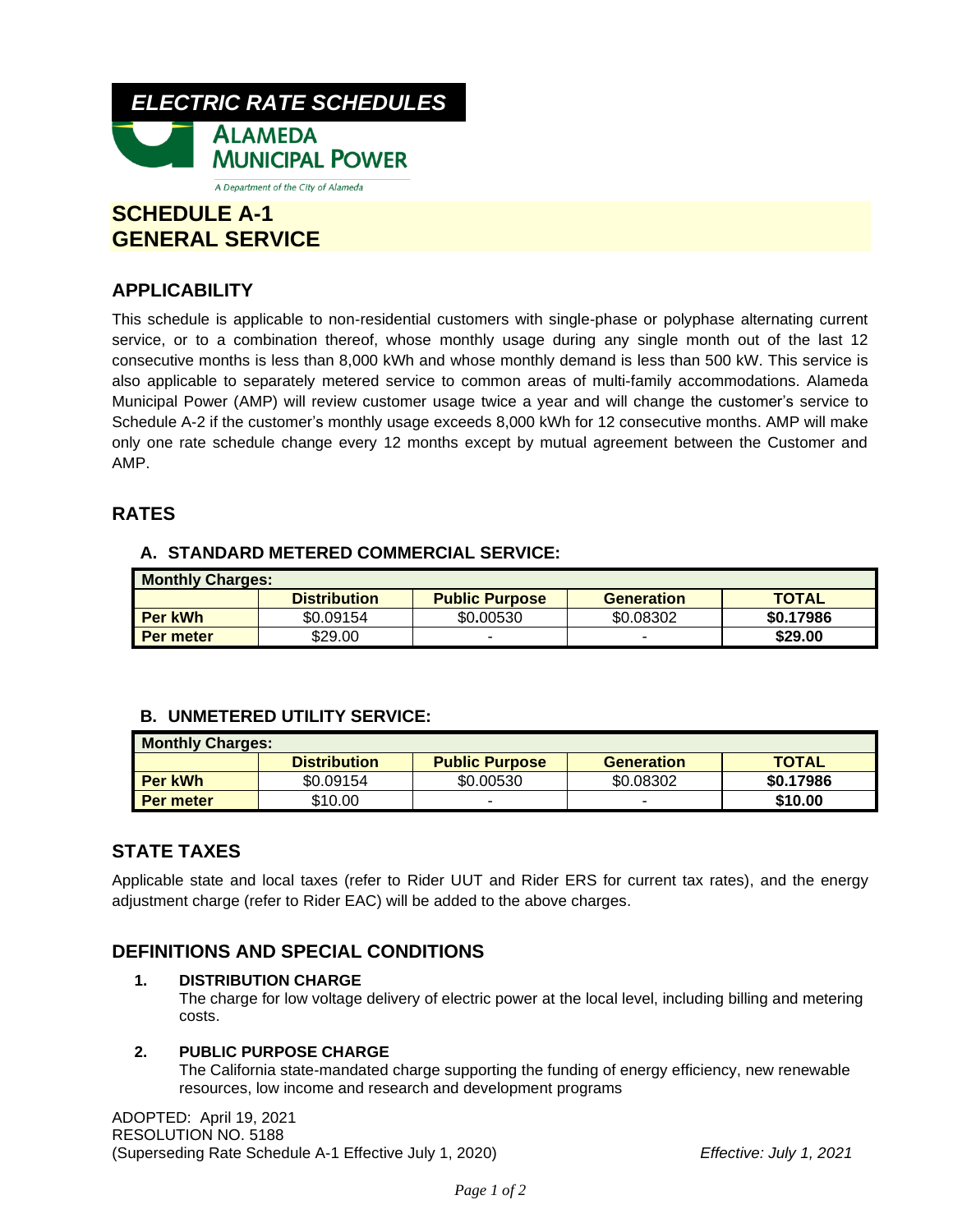# ELECTRIC RATE SCHEDULES

**ALAMEDA MUNICIPAL POWER**

*A Department of the City of Alameda*

# SCHEDULE A-1
# GENERAL SERVICE

## APPLICABILITY

This schedule is applicable to non-residential customers with single-phase or polyphase alternating current service, or to a combination thereof, whose monthly usage during any single month out of the last 12 consecutive months is less than 8,000 kWh and whose monthly demand is less than 500 kW. This service is also applicable to separately metered service to common areas of multi-family accommodations. Alameda Municipal Power (AMP) will review customer usage twice a year and will change the customer's service to Schedule A-2 if the customer's monthly usage exceeds 8,000 kWh for 12 consecutive months. AMP will make only one rate schedule change every 12 months except by mutual agreement between the Customer and AMP.

## RATES

### A. STANDARD METERED COMMERCIAL SERVICE:

| Monthly Charges: | | | | |
|---|---|---|---|---|
| | **Distribution** | **Public Purpose** | **Generation** | **TOTAL** |
| **Per kWh** | $0.09154 | $0.00530 | $0.08302 | **$0.17986** |
| **Per meter** | $29.00 | - | - | **$29.00** |

### B. UNMETERED UTILITY SERVICE:

| Monthly Charges: | | | | |
|---|---|---|---|---|
| | **Distribution** | **Public Purpose** | **Generation** | **TOTAL** |
| **Per kWh** | $0.09154 | $0.00530 | $0.08302 | **$0.17986** |
| **Per meter** | $10.00 | - | - | **$10.00** |

## STATE TAXES

Applicable state and local taxes (refer to Rider UUT and Rider ERS for current tax rates), and the energy adjustment charge (refer to Rider EAC) will be added to the above charges.

## DEFINITIONS AND SPECIAL CONDITIONS

1. **DISTRIBUTION CHARGE**
   The charge for low voltage delivery of electric power at the local level, including billing and metering costs.

2. **PUBLIC PURPOSE CHARGE**
   The California state-mandated charge supporting the funding of energy efficiency, new renewable resources, low income and research and development programs

ADOPTED: April 19, 2021
RESOLUTION NO. 5188
(Superseding Rate Schedule A-1 Effective July 1, 2020)

*Effective: July 1, 2021*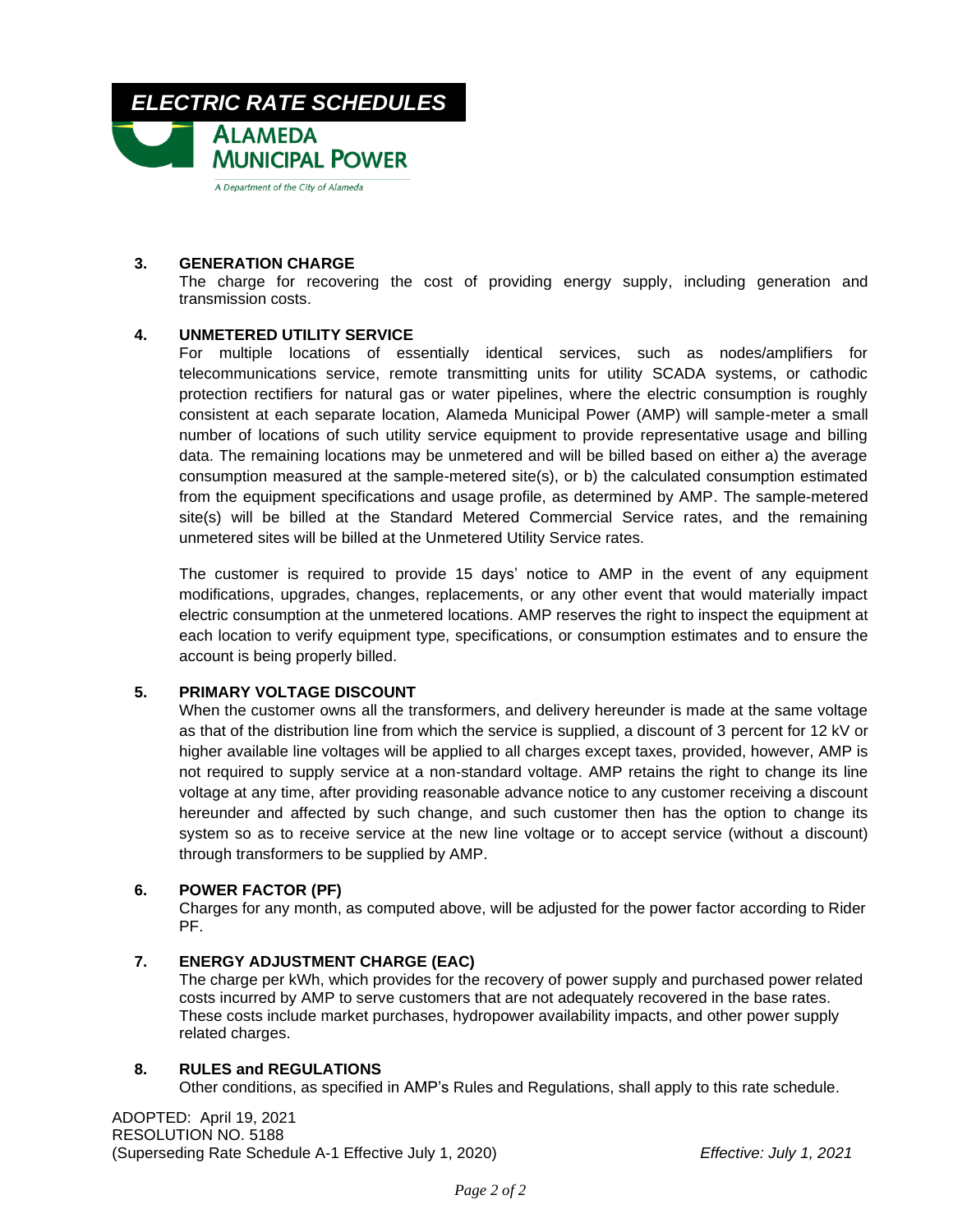### 3. GENERATION CHARGE

The charge for recovering the cost of providing energy supply, including generation and transmission costs.

### 4. UNMETERED UTILITY SERVICE

For multiple locations of essentially identical services, such as nodes/amplifiers for telecommunications service, remote transmitting units for utility SCADA systems, or cathodic protection rectifiers for natural gas or water pipelines, where the electric consumption is roughly consistent at each separate location, Alameda Municipal Power (AMP) will sample-meter a small number of locations of such utility service equipment to provide representative usage and billing data. The remaining locations may be unmetered and will be billed based on either a) the average consumption measured at the sample-metered site(s), or b) the calculated consumption estimated from the equipment specifications and usage profile, as determined by AMP. The sample-metered site(s) will be billed at the Standard Metered Commercial Service rates, and the remaining unmetered sites will be billed at the Unmetered Utility Service rates.

The customer is required to provide 15 days' notice to AMP in the event of any equipment modifications, upgrades, changes, replacements, or any other event that would materially impact electric consumption at the unmetered locations. AMP reserves the right to inspect the equipment at each location to verify equipment type, specifications, or consumption estimates and to ensure the account is being properly billed.

### 5. PRIMARY VOLTAGE DISCOUNT

When the customer owns all the transformers, and delivery hereunder is made at the same voltage as that of the distribution line from which the service is supplied, a discount of 3 percent for 12 kV or higher available line voltages will be applied to all charges except taxes, provided, however, AMP is not required to supply service at a non-standard voltage. AMP retains the right to change its line voltage at any time, after providing reasonable advance notice to any customer receiving a discount hereunder and affected by such change, and such customer then has the option to change its system so as to receive service at the new line voltage or to accept service (without a discount) through transformers to be supplied by AMP.

### 6. POWER FACTOR (PF)

Charges for any month, as computed above, will be adjusted for the power factor according to Rider PF.

### 7. ENERGY ADJUSTMENT CHARGE (EAC)

The charge per kWh, which provides for the recovery of power supply and purchased power related costs incurred by AMP to serve customers that are not adequately recovered in the base rates. These costs include market purchases, hydropower availability impacts, and other power supply related charges.

### 8. RULES and REGULATIONS

Other conditions, as specified in AMP's Rules and Regulations, shall apply to this rate schedule.

ADOPTED: April 19, 2021
RESOLUTION NO. 5188
(Superseding Rate Schedule A-1 Effective July 1, 2020)

*Effective: July 1, 2021*